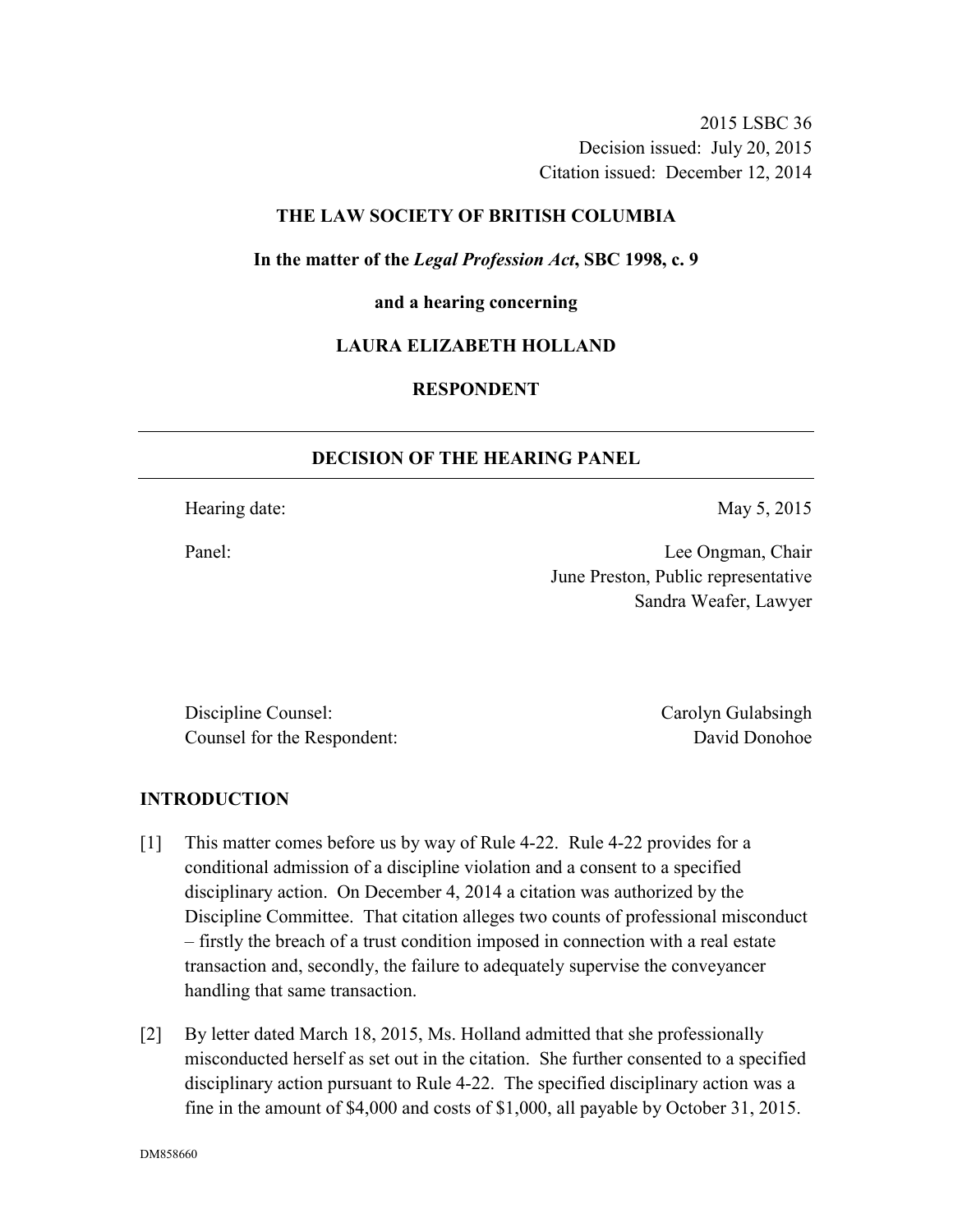2015 LSBC 36
Decision issued: July 20, 2015
Citation issued: December 12, 2014

**THE LAW SOCIETY OF BRITISH COLUMBIA**

**In the matter of the *Legal Profession Act*, SBC 1998, c. 9**

**and a hearing concerning**

**LAURA ELIZABETH HOLLAND**

**RESPONDENT**

## DECISION OF THE HEARING PANEL

Hearing date: May 5, 2015

Panel: Lee Ongman, Chair
June Preston, Public representative
Sandra Weafer, Lawyer

Discipline Counsel: Carolyn Gulabsingh
Counsel for the Respondent: David Donohoe

## INTRODUCTION

[1] This matter comes before us by way of Rule 4-22. Rule 4-22 provides for a conditional admission of a discipline violation and a consent to a specified disciplinary action. On December 4, 2014 a citation was authorized by the Discipline Committee. That citation alleges two counts of professional misconduct – firstly the breach of a trust condition imposed in connection with a real estate transaction and, secondly, the failure to adequately supervise the conveyancer handling that same transaction.

[2] By letter dated March 18, 2015, Ms. Holland admitted that she professionally misconducted herself as set out in the citation. She further consented to a specified disciplinary action pursuant to Rule 4-22. The specified disciplinary action was a fine in the amount of $4,000 and costs of $1,000, all payable by October 31, 2015.

DM858660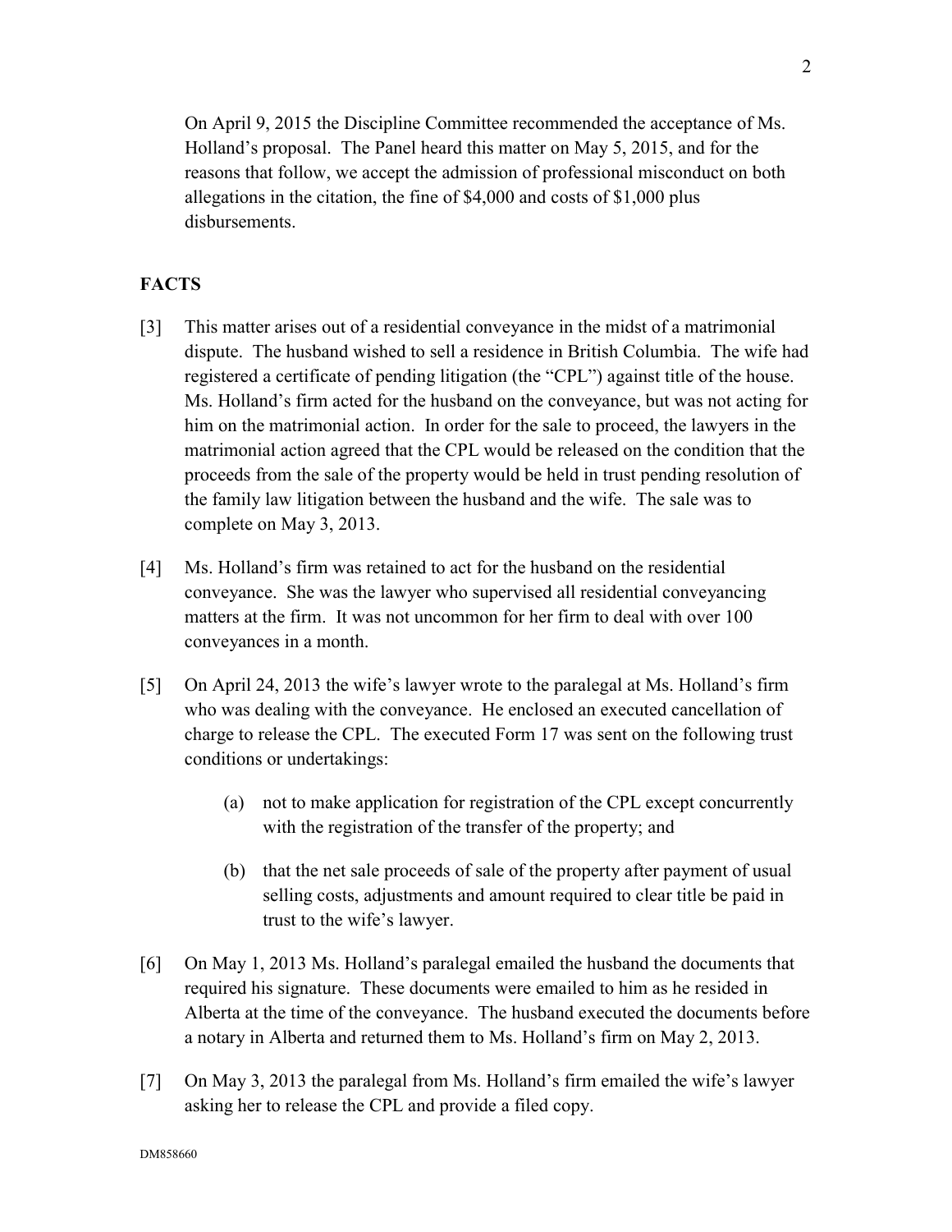On April 9, 2015 the Discipline Committee recommended the acceptance of Ms. Holland's proposal. The Panel heard this matter on May 5, 2015, and for the reasons that follow, we accept the admission of professional misconduct on both allegations in the citation, the fine of $4,000 and costs of $1,000 plus disbursements.

## FACTS

[3] This matter arises out of a residential conveyance in the midst of a matrimonial dispute. The husband wished to sell a residence in British Columbia. The wife had registered a certificate of pending litigation (the "CPL") against title of the house. Ms. Holland's firm acted for the husband on the conveyance, but was not acting for him on the matrimonial action. In order for the sale to proceed, the lawyers in the matrimonial action agreed that the CPL would be released on the condition that the proceeds from the sale of the property would be held in trust pending resolution of the family law litigation between the husband and the wife. The sale was to complete on May 3, 2013.

[4] Ms. Holland's firm was retained to act for the husband on the residential conveyance. She was the lawyer who supervised all residential conveyancing matters at the firm. It was not uncommon for her firm to deal with over 100 conveyances in a month.

[5] On April 24, 2013 the wife's lawyer wrote to the paralegal at Ms. Holland's firm who was dealing with the conveyance. He enclosed an executed cancellation of charge to release the CPL. The executed Form 17 was sent on the following trust conditions or undertakings:

(a) not to make application for registration of the CPL except concurrently with the registration of the transfer of the property; and

(b) that the net sale proceeds of sale of the property after payment of usual selling costs, adjustments and amount required to clear title be paid in trust to the wife's lawyer.

[6] On May 1, 2013 Ms. Holland's paralegal emailed the husband the documents that required his signature. These documents were emailed to him as he resided in Alberta at the time of the conveyance. The husband executed the documents before a notary in Alberta and returned them to Ms. Holland's firm on May 2, 2013.

[7] On May 3, 2013 the paralegal from Ms. Holland's firm emailed the wife's lawyer asking her to release the CPL and provide a filed copy.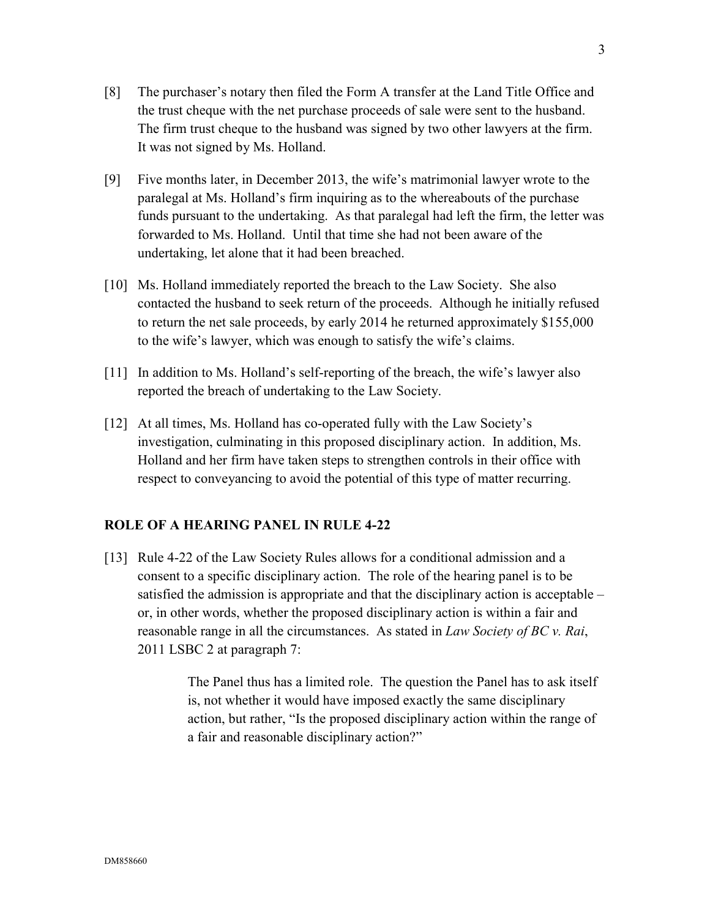[8] The purchaser's notary then filed the Form A transfer at the Land Title Office and the trust cheque with the net purchase proceeds of sale were sent to the husband. The firm trust cheque to the husband was signed by two other lawyers at the firm. It was not signed by Ms. Holland.

[9] Five months later, in December 2013, the wife's matrimonial lawyer wrote to the paralegal at Ms. Holland's firm inquiring as to the whereabouts of the purchase funds pursuant to the undertaking. As that paralegal had left the firm, the letter was forwarded to Ms. Holland. Until that time she had not been aware of the undertaking, let alone that it had been breached.

[10] Ms. Holland immediately reported the breach to the Law Society. She also contacted the husband to seek return of the proceeds. Although he initially refused to return the net sale proceeds, by early 2014 he returned approximately $155,000 to the wife's lawyer, which was enough to satisfy the wife's claims.

[11] In addition to Ms. Holland's self-reporting of the breach, the wife's lawyer also reported the breach of undertaking to the Law Society.

[12] At all times, Ms. Holland has co-operated fully with the Law Society's investigation, culminating in this proposed disciplinary action. In addition, Ms. Holland and her firm have taken steps to strengthen controls in their office with respect to conveyancing to avoid the potential of this type of matter recurring.

## ROLE OF A HEARING PANEL IN RULE 4-22

[13] Rule 4-22 of the Law Society Rules allows for a conditional admission and a consent to a specific disciplinary action. The role of the hearing panel is to be satisfied the admission is appropriate and that the disciplinary action is acceptable – or, in other words, whether the proposed disciplinary action is within a fair and reasonable range in all the circumstances. As stated in *Law Society of BC v. Rai*, 2011 LSBC 2 at paragraph 7:

> The Panel thus has a limited role. The question the Panel has to ask itself is, not whether it would have imposed exactly the same disciplinary action, but rather, "Is the proposed disciplinary action within the range of a fair and reasonable disciplinary action?"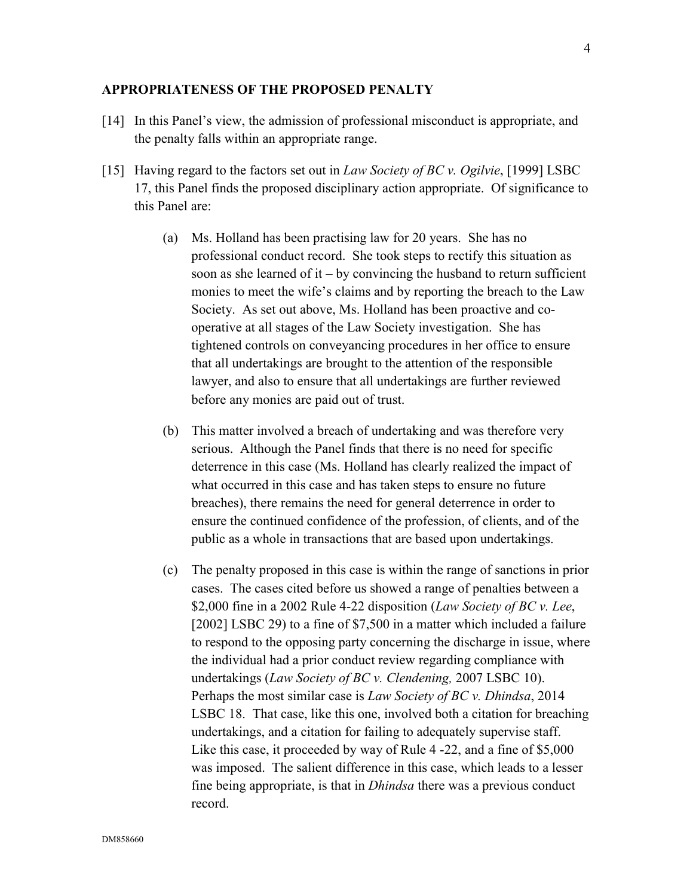## APPROPRIATENESS OF THE PROPOSED PENALTY

[14] In this Panel's view, the admission of professional misconduct is appropriate, and the penalty falls within an appropriate range.

[15] Having regard to the factors set out in *Law Society of BC v. Ogilvie*, [1999] LSBC 17, this Panel finds the proposed disciplinary action appropriate. Of significance to this Panel are:

(a) Ms. Holland has been practising law for 20 years. She has no professional conduct record. She took steps to rectify this situation as soon as she learned of it – by convincing the husband to return sufficient monies to meet the wife's claims and by reporting the breach to the Law Society. As set out above, Ms. Holland has been proactive and co-operative at all stages of the Law Society investigation. She has tightened controls on conveyancing procedures in her office to ensure that all undertakings are brought to the attention of the responsible lawyer, and also to ensure that all undertakings are further reviewed before any monies are paid out of trust.

(b) This matter involved a breach of undertaking and was therefore very serious. Although the Panel finds that there is no need for specific deterrence in this case (Ms. Holland has clearly realized the impact of what occurred in this case and has taken steps to ensure no future breaches), there remains the need for general deterrence in order to ensure the continued confidence of the profession, of clients, and of the public as a whole in transactions that are based upon undertakings.

(c) The penalty proposed in this case is within the range of sanctions in prior cases. The cases cited before us showed a range of penalties between a $2,000 fine in a 2002 Rule 4-22 disposition (*Law Society of BC v. Lee*, [2002] LSBC 29) to a fine of $7,500 in a matter which included a failure to respond to the opposing party concerning the discharge in issue, where the individual had a prior conduct review regarding compliance with undertakings (*Law Society of BC v. Clendening,* 2007 LSBC 10). Perhaps the most similar case is *Law Society of BC v. Dhindsa*, 2014 LSBC 18. That case, like this one, involved both a citation for breaching undertakings, and a citation for failing to adequately supervise staff. Like this case, it proceeded by way of Rule 4 -22, and a fine of $5,000 was imposed. The salient difference in this case, which leads to a lesser fine being appropriate, is that in *Dhindsa* there was a previous conduct record.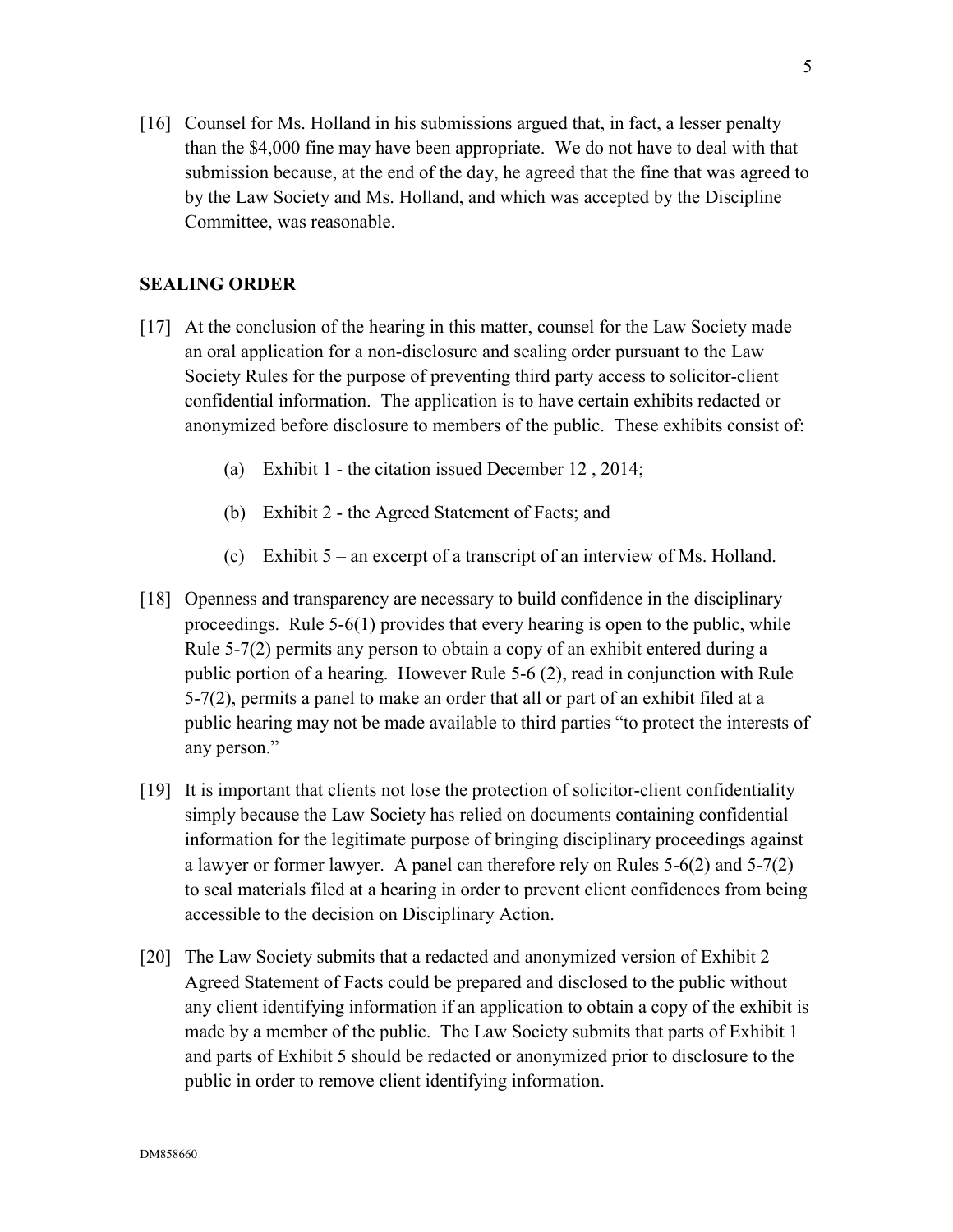[16] Counsel for Ms. Holland in his submissions argued that, in fact, a lesser penalty than the $4,000 fine may have been appropriate. We do not have to deal with that submission because, at the end of the day, he agreed that the fine that was agreed to by the Law Society and Ms. Holland, and which was accepted by the Discipline Committee, was reasonable.

## SEALING ORDER

[17] At the conclusion of the hearing in this matter, counsel for the Law Society made an oral application for a non-disclosure and sealing order pursuant to the Law Society Rules for the purpose of preventing third party access to solicitor-client confidential information. The application is to have certain exhibits redacted or anonymized before disclosure to members of the public. These exhibits consist of:

(a) Exhibit 1 - the citation issued December 12 , 2014;

(b) Exhibit 2 - the Agreed Statement of Facts; and

(c) Exhibit 5 – an excerpt of a transcript of an interview of Ms. Holland.

[18] Openness and transparency are necessary to build confidence in the disciplinary proceedings. Rule 5-6(1) provides that every hearing is open to the public, while Rule 5-7(2) permits any person to obtain a copy of an exhibit entered during a public portion of a hearing. However Rule 5-6 (2), read in conjunction with Rule 5-7(2), permits a panel to make an order that all or part of an exhibit filed at a public hearing may not be made available to third parties "to protect the interests of any person."

[19] It is important that clients not lose the protection of solicitor-client confidentiality simply because the Law Society has relied on documents containing confidential information for the legitimate purpose of bringing disciplinary proceedings against a lawyer or former lawyer. A panel can therefore rely on Rules 5-6(2) and 5-7(2) to seal materials filed at a hearing in order to prevent client confidences from being accessible to the decision on Disciplinary Action.

[20] The Law Society submits that a redacted and anonymized version of Exhibit 2 – Agreed Statement of Facts could be prepared and disclosed to the public without any client identifying information if an application to obtain a copy of the exhibit is made by a member of the public. The Law Society submits that parts of Exhibit 1 and parts of Exhibit 5 should be redacted or anonymized prior to disclosure to the public in order to remove client identifying information.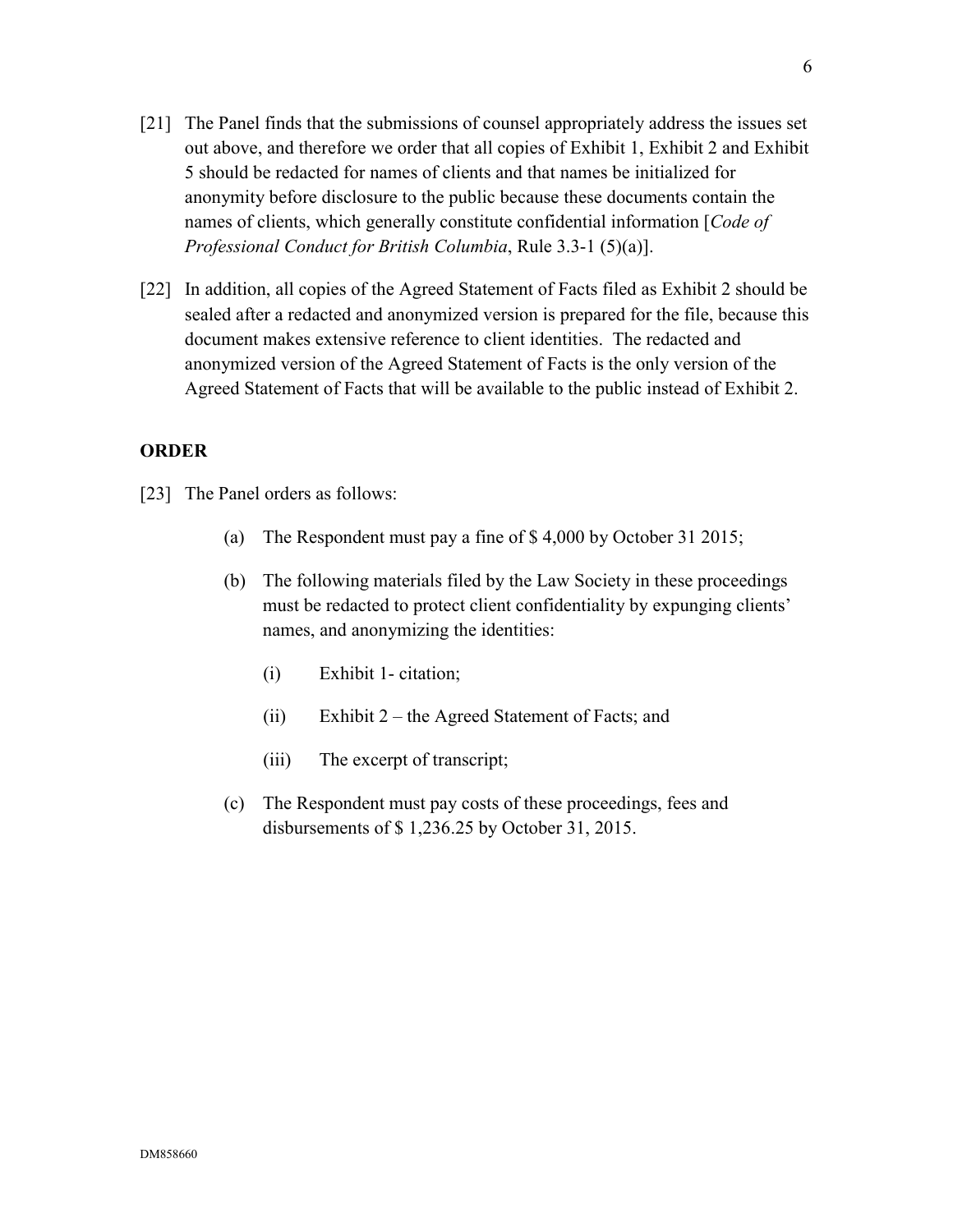[21] The Panel finds that the submissions of counsel appropriately address the issues set out above, and therefore we order that all copies of Exhibit 1, Exhibit 2 and Exhibit 5 should be redacted for names of clients and that names be initialized for anonymity before disclosure to the public because these documents contain the names of clients, which generally constitute confidential information [*Code of Professional Conduct for British Columbia*, Rule 3.3-1 (5)(a)].

[22] In addition, all copies of the Agreed Statement of Facts filed as Exhibit 2 should be sealed after a redacted and anonymized version is prepared for the file, because this document makes extensive reference to client identities. The redacted and anonymized version of the Agreed Statement of Facts is the only version of the Agreed Statement of Facts that will be available to the public instead of Exhibit 2.

## ORDER

[23] The Panel orders as follows:

(a) The Respondent must pay a fine of $ 4,000 by October 31 2015;

(b) The following materials filed by the Law Society in these proceedings must be redacted to protect client confidentiality by expunging clients' names, and anonymizing the identities:

(i) Exhibit 1- citation;

(ii) Exhibit 2 – the Agreed Statement of Facts; and

(iii) The excerpt of transcript;

(c) The Respondent must pay costs of these proceedings, fees and disbursements of $ 1,236.25 by October 31, 2015.

DM858660